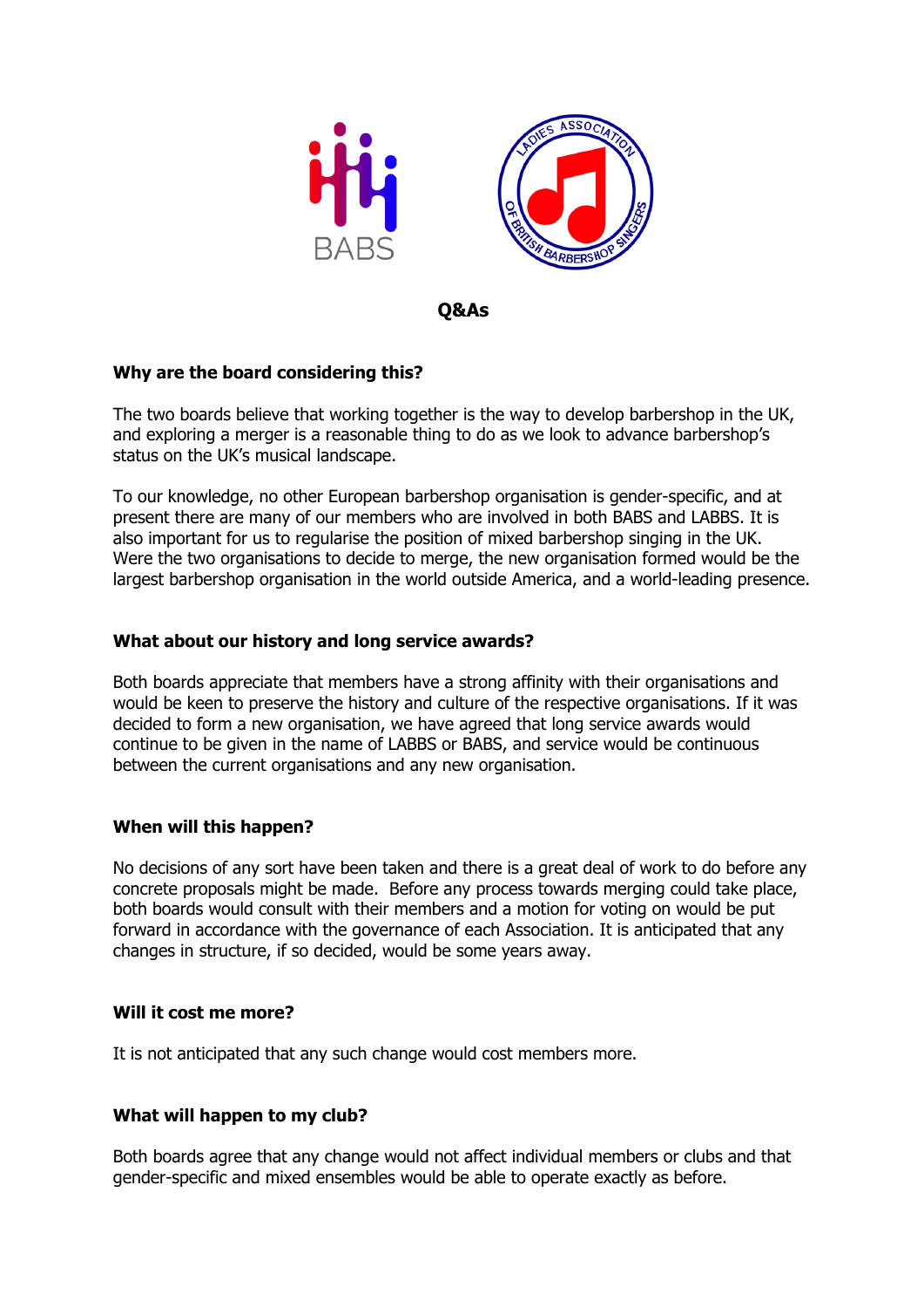# Q&As

## Why are the board considering this?

The two boards believe that working together is the way to develop barbershop in the UK, and exploring a merger is a reasonable thing to do as we look to advance barbershop's status on the UK's musical landscape.

To our knowledge, no other European barbershop organisation is gender-specific, and at present there are many of our members who are involved in both BABS and LABBS. It is also important for us to regularise the position of mixed barbershop singing in the UK. Were the two organisations to decide to merge, the new organisation formed would be the largest barbershop organisation in the world outside America, and a world-leading presence.

## What about our history and long service awards?

Both boards appreciate that members have a strong affinity with their organisations and would be keen to preserve the history and culture of the respective organisations. If it was decided to form a new organisation, we have agreed that long service awards would continue to be given in the name of LABBS or BABS, and service would be continuous between the current organisations and any new organisation.

## When will this happen?

No decisions of any sort have been taken and there is a great deal of work to do before any concrete proposals might be made. Before any process towards merging could take place, both boards would consult with their members and a motion for voting on would be put forward in accordance with the governance of each Association. It is anticipated that any changes in structure, if so decided, would be some years away.

## Will it cost me more?

It is not anticipated that any such change would cost members more.

## What will happen to my club?

Both boards agree that any change would not affect individual members or clubs and that gender-specific and mixed ensembles would be able to operate exactly as before.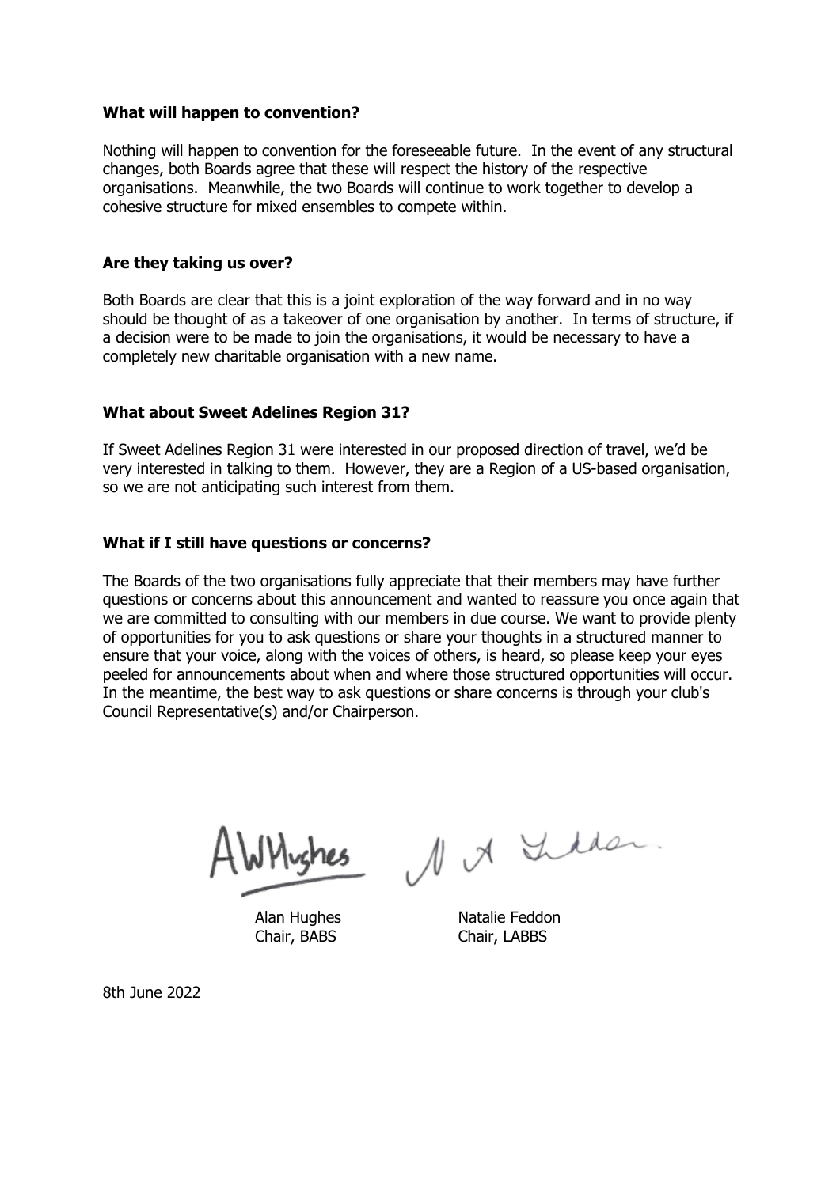**What will happen to convention?**

Nothing will happen to convention for the foreseeable future. In the event of any structural changes, both Boards agree that these will respect the history of the respective organisations. Meanwhile, the two Boards will continue to work together to develop a cohesive structure for mixed ensembles to compete within.

**Are they taking us over?**

Both Boards are clear that this is a joint exploration of the way forward and in no way should be thought of as a takeover of one organisation by another. In terms of structure, if a decision were to be made to join the organisations, it would be necessary to have a completely new charitable organisation with a new name.

**What about Sweet Adelines Region 31?**

If Sweet Adelines Region 31 were interested in our proposed direction of travel, we'd be very interested in talking to them. However, they are a Region of a US-based organisation, so we are not anticipating such interest from them.

**What if I still have questions or concerns?**

The Boards of the two organisations fully appreciate that their members may have further questions or concerns about this announcement and wanted to reassure you once again that we are committed to consulting with our members in due course. We want to provide plenty of opportunities for you to ask questions or share your thoughts in a structured manner to ensure that your voice, along with the voices of others, is heard, so please keep your eyes peeled for announcements about when and where those structured opportunities will occur. In the meantime, the best way to ask questions or share concerns is through your club's Council Representative(s) and/or Chairperson.

Alan Hughes
Chair, BABS

Natalie Feddon
Chair, LABBS

8th June 2022